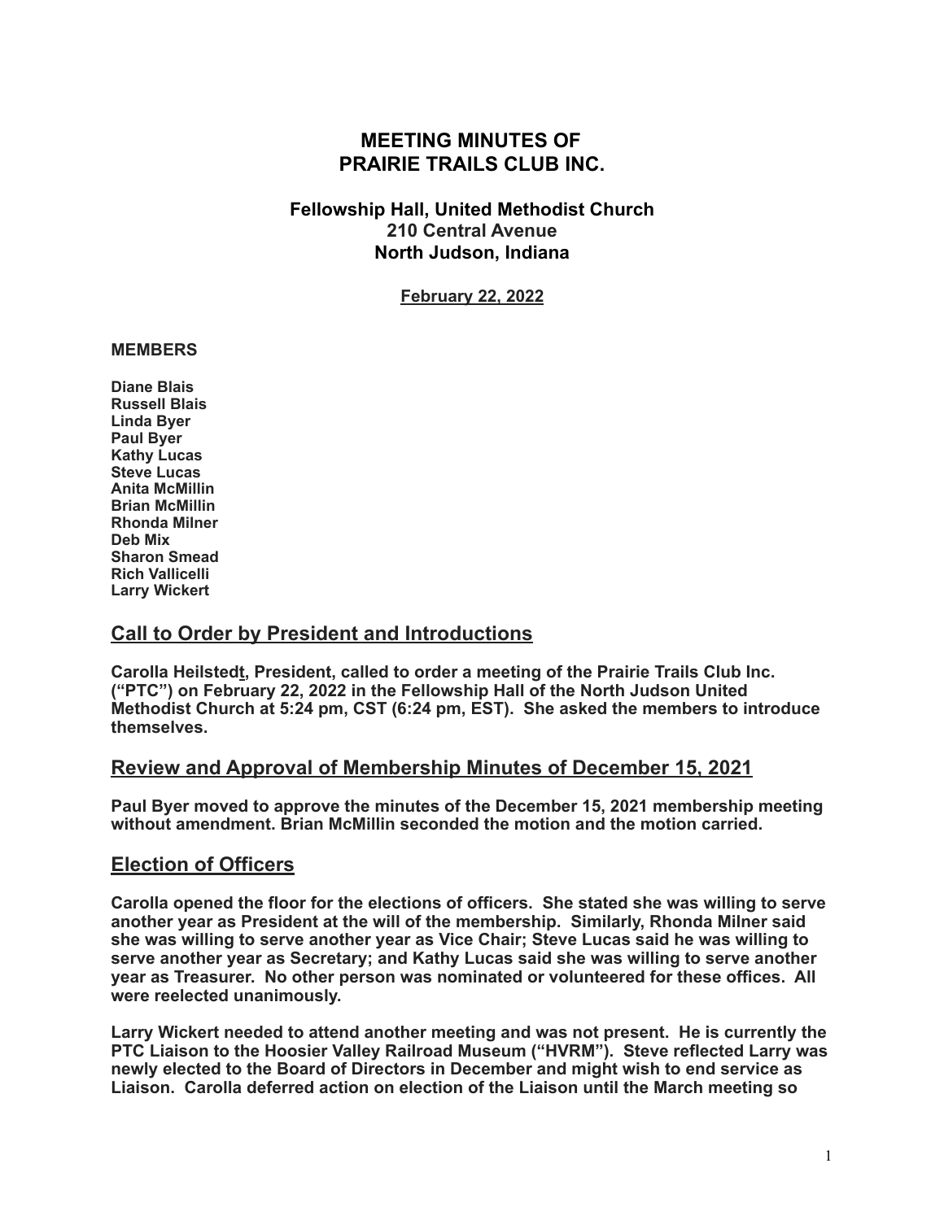# MEETING MINUTES OF PRAIRIE TRAILS CLUB INC.

### Fellowship Hall, United Methodist Church
### 210 Central Avenue
### North Judson, Indiana

**February 22, 2022**

**MEMBERS**

**Diane Blais**
**Russell Blais**
**Linda Byer**
**Paul Byer**
**Kathy Lucas**
**Steve Lucas**
**Anita McMillin**
**Brian McMillin**
**Rhonda Milner**
**Deb Mix**
**Sharon Smead**
**Rich Vallicelli**
**Larry Wickert**

## Call to Order by President and Introductions

**Carolla Heilstedt, President, called to order a meeting of the Prairie Trails Club Inc. ("PTC") on February 22, 2022 in the Fellowship Hall of the North Judson United Methodist Church at 5:24 pm, CST (6:24 pm, EST). She asked the members to introduce themselves.**

## Review and Approval of Membership Minutes of December 15, 2021

**Paul Byer moved to approve the minutes of the December 15, 2021 membership meeting without amendment. Brian McMillin seconded the motion and the motion carried.**

## Election of Officers

**Carolla opened the floor for the elections of officers. She stated she was willing to serve another year as President at the will of the membership. Similarly, Rhonda Milner said she was willing to serve another year as Vice Chair; Steve Lucas said he was willing to serve another year as Secretary; and Kathy Lucas said she was willing to serve another year as Treasurer. No other person was nominated or volunteered for these offices. All were reelected unanimously.**

**Larry Wickert needed to attend another meeting and was not present. He is currently the PTC Liaison to the Hoosier Valley Railroad Museum ("HVRM"). Steve reflected Larry was newly elected to the Board of Directors in December and might wish to end service as Liaison. Carolla deferred action on election of the Liaison until the March meeting so**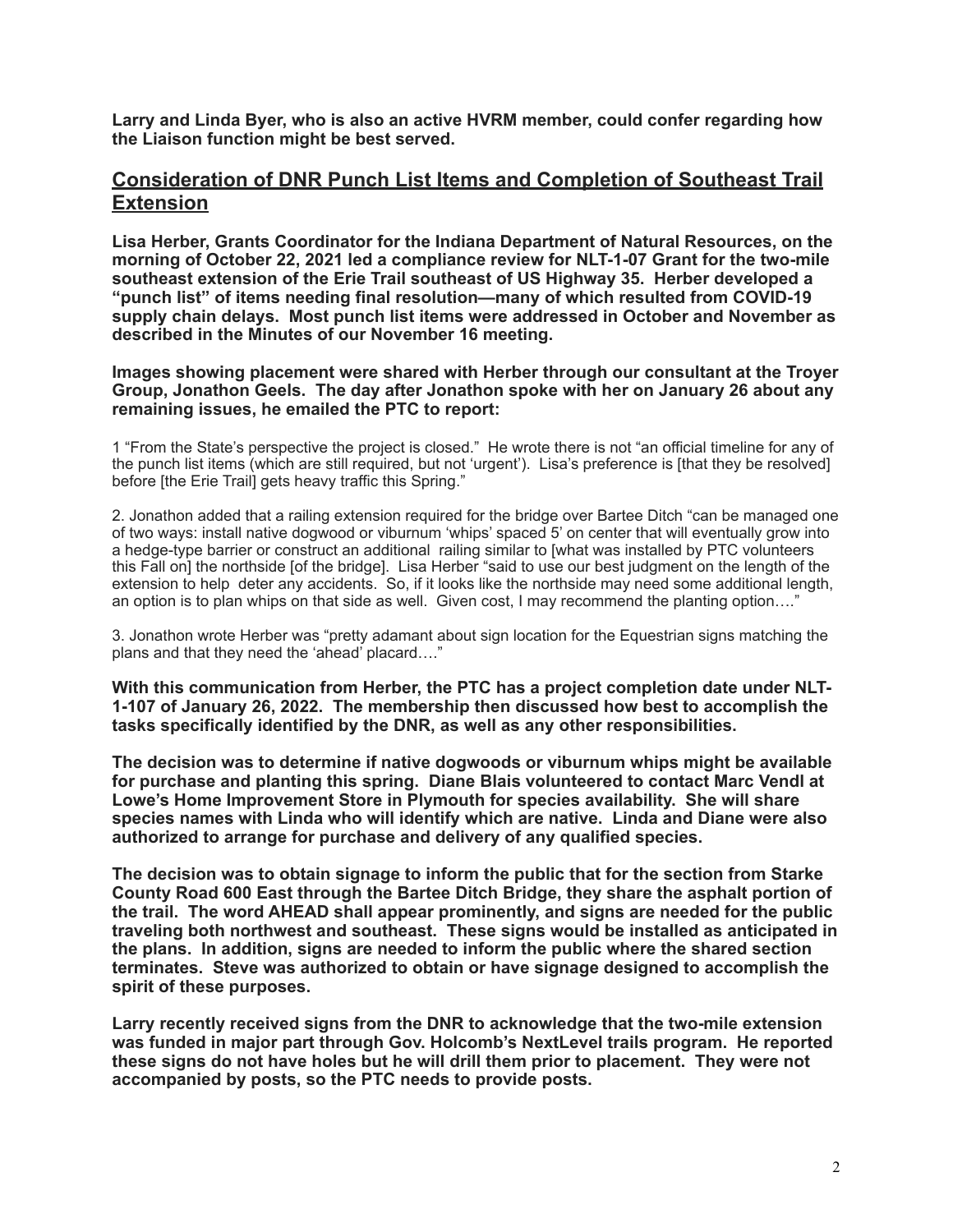**Larry and Linda Byer, who is also an active HVRM member, could confer regarding how the Liaison function might be best served.**

## Consideration of DNR Punch List Items and Completion of Southeast Trail Extension

**Lisa Herber, Grants Coordinator for the Indiana Department of Natural Resources, on the morning of October 22, 2021 led a compliance review for NLT-1-07 Grant for the two-mile southeast extension of the Erie Trail southeast of US Highway 35. Herber developed a "punch list" of items needing final resolution—many of which resulted from COVID-19 supply chain delays. Most punch list items were addressed in October and November as described in the Minutes of our November 16 meeting.**

**Images showing placement were shared with Herber through our consultant at the Troyer Group, Jonathon Geels. The day after Jonathon spoke with her on January 26 about any remaining issues, he emailed the PTC to report:**

1 "From the State's perspective the project is closed." He wrote there is not "an official timeline for any of the punch list items (which are still required, but not 'urgent'). Lisa's preference is [that they be resolved] before [the Erie Trail] gets heavy traffic this Spring."

2. Jonathon added that a railing extension required for the bridge over Bartee Ditch "can be managed one of two ways: install native dogwood or viburnum 'whips' spaced 5' on center that will eventually grow into a hedge-type barrier or construct an additional railing similar to [what was installed by PTC volunteers this Fall on] the northside [of the bridge]. Lisa Herber "said to use our best judgment on the length of the extension to help deter any accidents. So, if it looks like the northside may need some additional length, an option is to plan whips on that side as well. Given cost, I may recommend the planting option…."

3. Jonathon wrote Herber was "pretty adamant about sign location for the Equestrian signs matching the plans and that they need the 'ahead' placard…."

**With this communication from Herber, the PTC has a project completion date under NLT-1-107 of January 26, 2022. The membership then discussed how best to accomplish the tasks specifically identified by the DNR, as well as any other responsibilities.**

**The decision was to determine if native dogwoods or viburnum whips might be available for purchase and planting this spring. Diane Blais volunteered to contact Marc Vendl at Lowe's Home Improvement Store in Plymouth for species availability. She will share species names with Linda who will identify which are native. Linda and Diane were also authorized to arrange for purchase and delivery of any qualified species.**

**The decision was to obtain signage to inform the public that for the section from Starke County Road 600 East through the Bartee Ditch Bridge, they share the asphalt portion of the trail. The word AHEAD shall appear prominently, and signs are needed for the public traveling both northwest and southeast. These signs would be installed as anticipated in the plans. In addition, signs are needed to inform the public where the shared section terminates. Steve was authorized to obtain or have signage designed to accomplish the spirit of these purposes.**

**Larry recently received signs from the DNR to acknowledge that the two-mile extension was funded in major part through Gov. Holcomb's NextLevel trails program. He reported these signs do not have holes but he will drill them prior to placement. They were not accompanied by posts, so the PTC needs to provide posts.**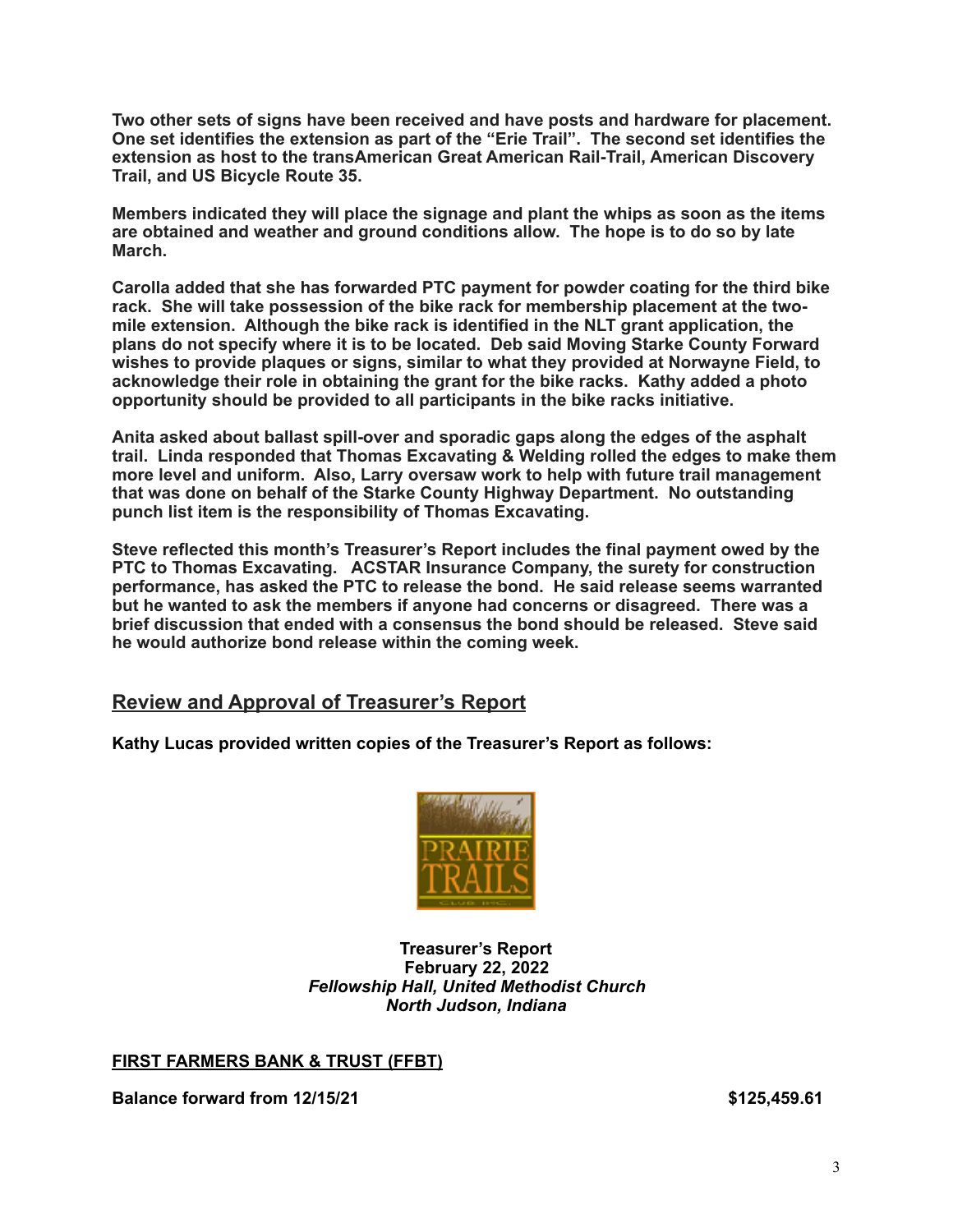**Two other sets of signs have been received and have posts and hardware for placement. One set identifies the extension as part of the "Erie Trail". The second set identifies the extension as host to the transAmerican Great American Rail-Trail, American Discovery Trail, and US Bicycle Route 35.**

**Members indicated they will place the signage and plant the whips as soon as the items are obtained and weather and ground conditions allow. The hope is to do so by late March.**

**Carolla added that she has forwarded PTC payment for powder coating for the third bike rack. She will take possession of the bike rack for membership placement at the two-mile extension. Although the bike rack is identified in the NLT grant application, the plans do not specify where it is to be located. Deb said Moving Starke County Forward wishes to provide plaques or signs, similar to what they provided at Norwayne Field, to acknowledge their role in obtaining the grant for the bike racks. Kathy added a photo opportunity should be provided to all participants in the bike racks initiative.**

**Anita asked about ballast spill-over and sporadic gaps along the edges of the asphalt trail. Linda responded that Thomas Excavating & Welding rolled the edges to make them more level and uniform. Also, Larry oversaw work to help with future trail management that was done on behalf of the Starke County Highway Department. No outstanding punch list item is the responsibility of Thomas Excavating.**

**Steve reflected this month's Treasurer's Report includes the final payment owed by the PTC to Thomas Excavating. ACSTAR Insurance Company, the surety for construction performance, has asked the PTC to release the bond. He said release seems warranted but he wanted to ask the members if anyone had concerns or disagreed. There was a brief discussion that ended with a consensus the bond should be released. Steve said he would authorize bond release within the coming week.**

## Review and Approval of Treasurer's Report

**Kathy Lucas provided written copies of the Treasurer's Report as follows:**

**Treasurer's Report**
**February 22, 2022**
***Fellowship Hall, United Methodist Church***
***North Judson, Indiana***

**FIRST FARMERS BANK & TRUST (FFBT)**

**Balance forward from 12/15/21** **$125,459.61**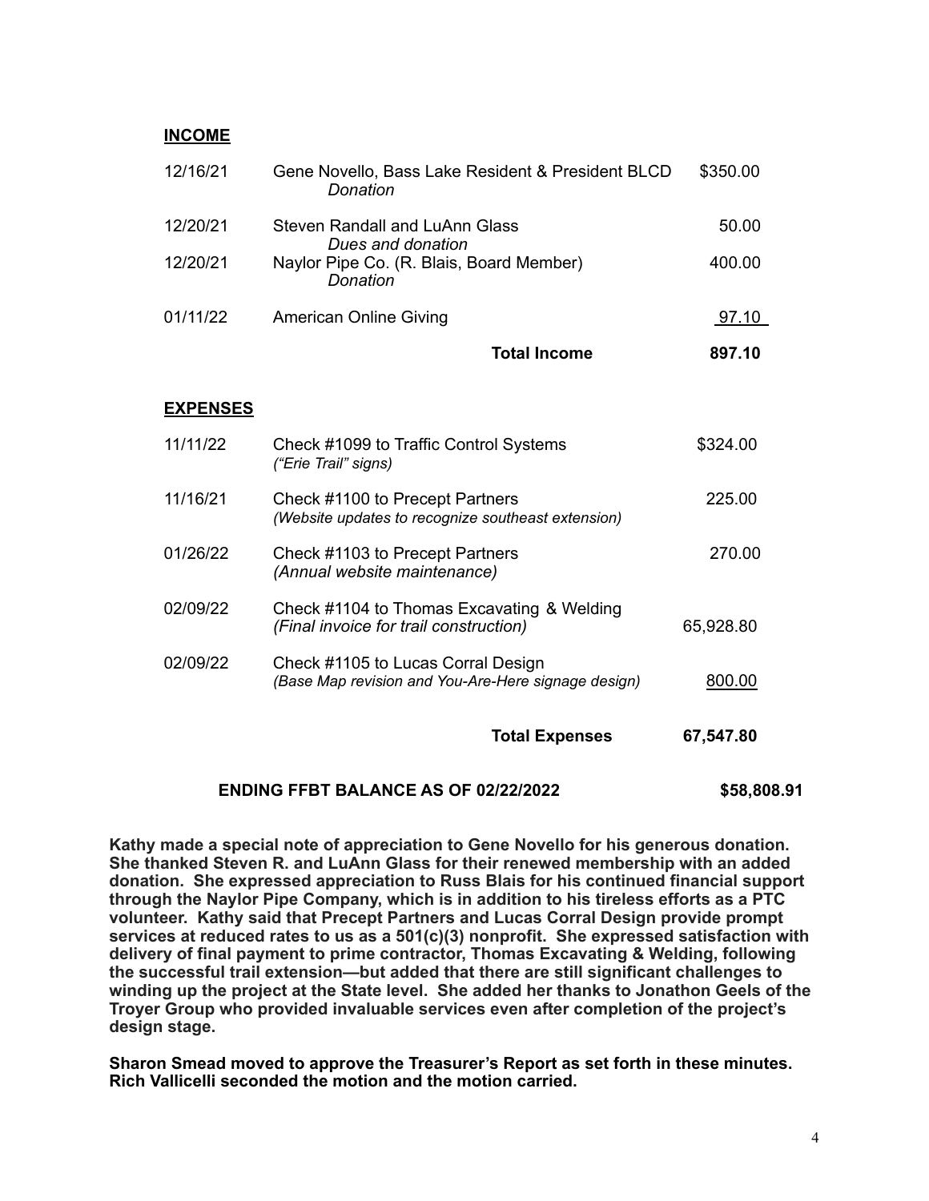**INCOME**

| | | |
|---|---|---|
| 12/16/21 | Gene Novello, Bass Lake Resident & President BLCD *Donation* | $350.00 |
| 12/20/21 | Steven Randall and LuAnn Glass *Dues and donation* | 50.00 |
| 12/20/21 | Naylor Pipe Co. (R. Blais, Board Member) *Donation* | 400.00 |
| 01/11/22 | American Online Giving | 97.10 |
| | **Total Income** | **897.10** |

**EXPENSES**

| | | |
|---|---|---|
| 11/11/22 | Check #1099 to Traffic Control Systems *("Erie Trail" signs)* | $324.00 |
| 11/16/21 | Check #1100 to Precept Partners *(Website updates to recognize southeast extension)* | 225.00 |
| 01/26/22 | Check #1103 to Precept Partners *(Annual website maintenance)* | 270.00 |
| 02/09/22 | Check #1104 to Thomas Excavating & Welding *(Final invoice for trail construction)* | 65,928.80 |
| 02/09/22 | Check #1105 to Lucas Corral Design *(Base Map revision and You-Are-Here signage design)* | 800.00 |
| | **Total Expenses** | **67,547.80** |

**ENDING FFBT BALANCE AS OF 02/22/2022 $58,808.91**

**Kathy made a special note of appreciation to Gene Novello for his generous donation. She thanked Steven R. and LuAnn Glass for their renewed membership with an added donation. She expressed appreciation to Russ Blais for his continued financial support through the Naylor Pipe Company, which is in addition to his tireless efforts as a PTC volunteer. Kathy said that Precept Partners and Lucas Corral Design provide prompt services at reduced rates to us as a 501(c)(3) nonprofit. She expressed satisfaction with delivery of final payment to prime contractor, Thomas Excavating & Welding, following the successful trail extension—but added that there are still significant challenges to winding up the project at the State level. She added her thanks to Jonathon Geels of the Troyer Group who provided invaluable services even after completion of the project's design stage.**

**Sharon Smead moved to approve the Treasurer's Report as set forth in these minutes. Rich Vallicelli seconded the motion and the motion carried.**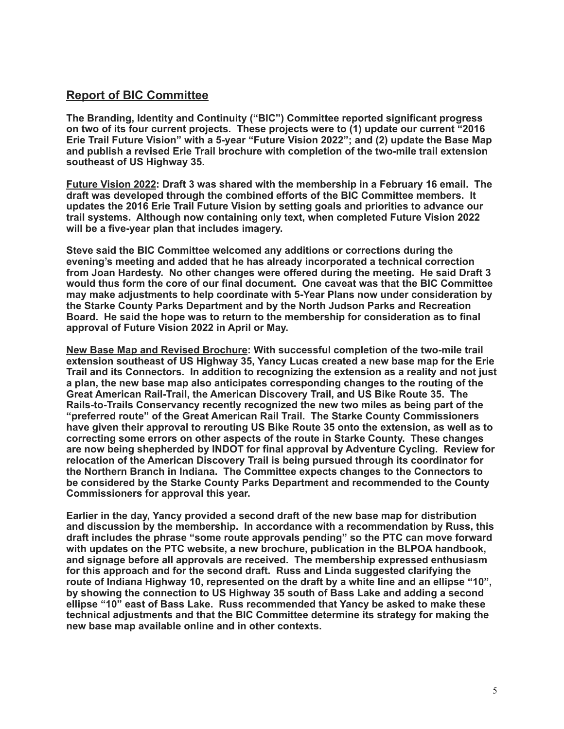## Report of BIC Committee

**The Branding, Identity and Continuity ("BIC") Committee reported significant progress on two of its four current projects. These projects were to (1) update our current "2016 Erie Trail Future Vision" with a 5-year "Future Vision 2022"; and (2) update the Base Map and publish a revised Erie Trail brochure with completion of the two-mile trail extension southeast of US Highway 35.**

**Future Vision 2022: Draft 3 was shared with the membership in a February 16 email. The draft was developed through the combined efforts of the BIC Committee members. It updates the 2016 Erie Trail Future Vision by setting goals and priorities to advance our trail systems. Although now containing only text, when completed Future Vision 2022 will be a five-year plan that includes imagery.**

**Steve said the BIC Committee welcomed any additions or corrections during the evening's meeting and added that he has already incorporated a technical correction from Joan Hardesty. No other changes were offered during the meeting. He said Draft 3 would thus form the core of our final document. One caveat was that the BIC Committee may make adjustments to help coordinate with 5-Year Plans now under consideration by the Starke County Parks Department and by the North Judson Parks and Recreation Board. He said the hope was to return to the membership for consideration as to final approval of Future Vision 2022 in April or May.**

**New Base Map and Revised Brochure: With successful completion of the two-mile trail extension southeast of US Highway 35, Yancy Lucas created a new base map for the Erie Trail and its Connectors. In addition to recognizing the extension as a reality and not just a plan, the new base map also anticipates corresponding changes to the routing of the Great American Rail-Trail, the American Discovery Trail, and US Bike Route 35. The Rails-to-Trails Conservancy recently recognized the new two miles as being part of the "preferred route" of the Great American Rail Trail. The Starke County Commissioners have given their approval to rerouting US Bike Route 35 onto the extension, as well as to correcting some errors on other aspects of the route in Starke County. These changes are now being shepherded by INDOT for final approval by Adventure Cycling. Review for relocation of the American Discovery Trail is being pursued through its coordinator for the Northern Branch in Indiana. The Committee expects changes to the Connectors to be considered by the Starke County Parks Department and recommended to the County Commissioners for approval this year.**

**Earlier in the day, Yancy provided a second draft of the new base map for distribution and discussion by the membership. In accordance with a recommendation by Russ, this draft includes the phrase "some route approvals pending" so the PTC can move forward with updates on the PTC website, a new brochure, publication in the BLPOA handbook, and signage before all approvals are received. The membership expressed enthusiasm for this approach and for the second draft. Russ and Linda suggested clarifying the route of Indiana Highway 10, represented on the draft by a white line and an ellipse "10", by showing the connection to US Highway 35 south of Bass Lake and adding a second ellipse "10" east of Bass Lake. Russ recommended that Yancy be asked to make these technical adjustments and that the BIC Committee determine its strategy for making the new base map available online and in other contexts.**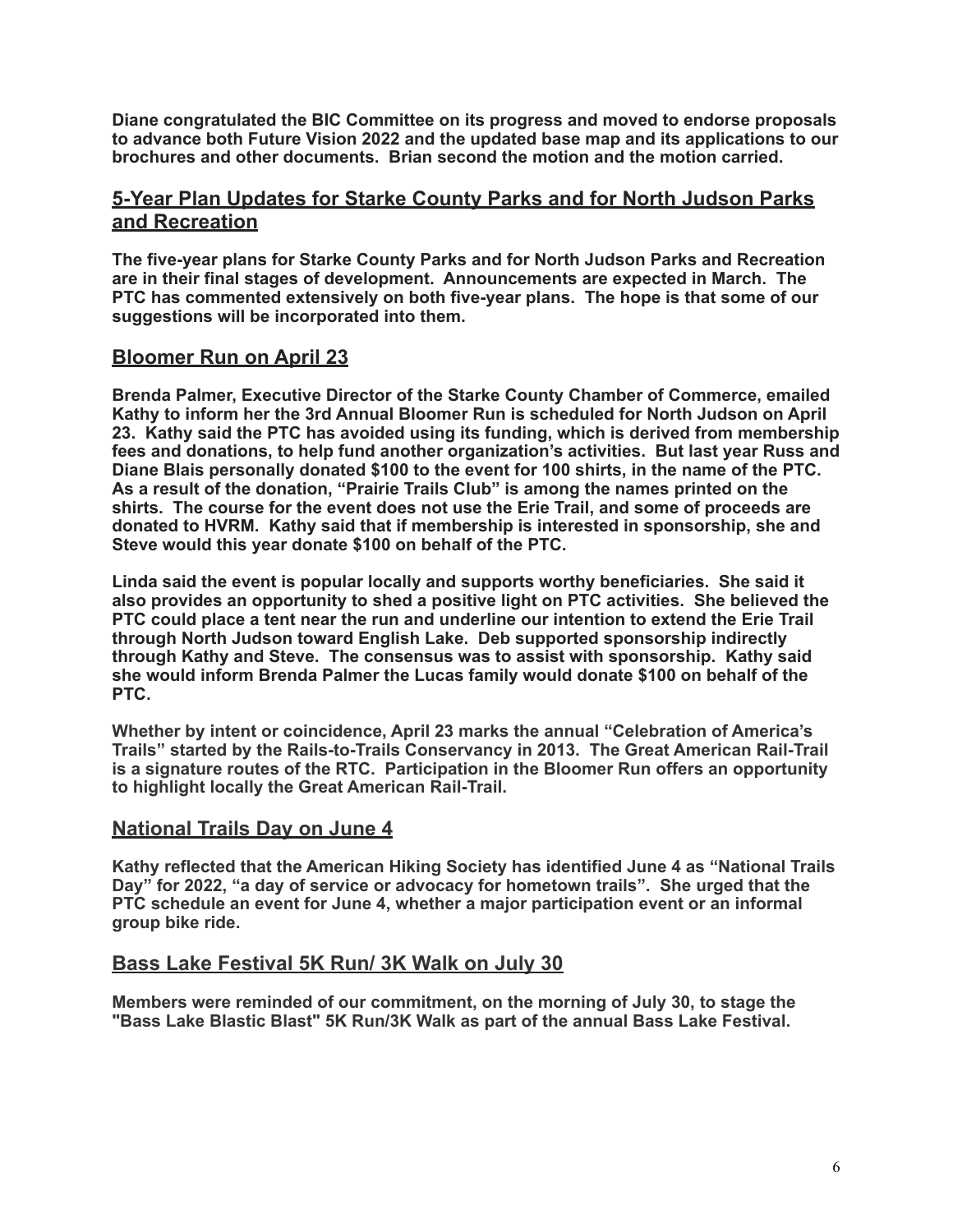**Diane congratulated the BIC Committee on its progress and moved to endorse proposals to advance both Future Vision 2022 and the updated base map and its applications to our brochures and other documents. Brian second the motion and the motion carried.**

## 5-Year Plan Updates for Starke County Parks and for North Judson Parks and Recreation

**The five-year plans for Starke County Parks and for North Judson Parks and Recreation are in their final stages of development. Announcements are expected in March. The PTC has commented extensively on both five-year plans. The hope is that some of our suggestions will be incorporated into them.**

## Bloomer Run on April 23

**Brenda Palmer, Executive Director of the Starke County Chamber of Commerce, emailed Kathy to inform her the 3rd Annual Bloomer Run is scheduled for North Judson on April 23. Kathy said the PTC has avoided using its funding, which is derived from membership fees and donations, to help fund another organization's activities. But last year Russ and Diane Blais personally donated $100 to the event for 100 shirts, in the name of the PTC. As a result of the donation, "Prairie Trails Club" is among the names printed on the shirts. The course for the event does not use the Erie Trail, and some of proceeds are donated to HVRM. Kathy said that if membership is interested in sponsorship, she and Steve would this year donate $100 on behalf of the PTC.**

**Linda said the event is popular locally and supports worthy beneficiaries. She said it also provides an opportunity to shed a positive light on PTC activities. She believed the PTC could place a tent near the run and underline our intention to extend the Erie Trail through North Judson toward English Lake. Deb supported sponsorship indirectly through Kathy and Steve. The consensus was to assist with sponsorship. Kathy said she would inform Brenda Palmer the Lucas family would donate $100 on behalf of the PTC.**

**Whether by intent or coincidence, April 23 marks the annual "Celebration of America's Trails" started by the Rails-to-Trails Conservancy in 2013. The Great American Rail-Trail is a signature routes of the RTC. Participation in the Bloomer Run offers an opportunity to highlight locally the Great American Rail-Trail.**

## National Trails Day on June 4

**Kathy reflected that the American Hiking Society has identified June 4 as "National Trails Day" for 2022, "a day of service or advocacy for hometown trails". She urged that the PTC schedule an event for June 4, whether a major participation event or an informal group bike ride.**

## Bass Lake Festival 5K Run/ 3K Walk on July 30

**Members were reminded of our commitment, on the morning of July 30, to stage the "Bass Lake Blastic Blast" 5K Run/3K Walk as part of the annual Bass Lake Festival.**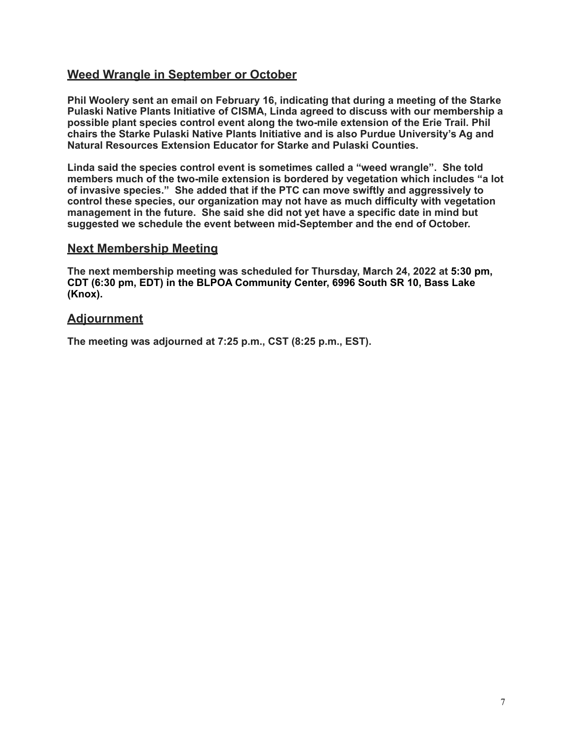## Weed Wrangle in September or October

**Phil Woolery sent an email on February 16, indicating that during a meeting of the Starke Pulaski Native Plants Initiative of CISMA, Linda agreed to discuss with our membership a possible plant species control event along the two-mile extension of the Erie Trail. Phil chairs the Starke Pulaski Native Plants Initiative and is also Purdue University's Ag and Natural Resources Extension Educator for Starke and Pulaski Counties.**

**Linda said the species control event is sometimes called a "weed wrangle". She told members much of the two-mile extension is bordered by vegetation which includes "a lot of invasive species." She added that if the PTC can move swiftly and aggressively to control these species, our organization may not have as much difficulty with vegetation management in the future. She said she did not yet have a specific date in mind but suggested we schedule the event between mid-September and the end of October.**

## Next Membership Meeting

**The next membership meeting was scheduled for Thursday, March 24, 2022 at 5:30 pm, CDT (6:30 pm, EDT) in the BLPOA Community Center, 6996 South SR 10, Bass Lake (Knox).**

## Adjournment

**The meeting was adjourned at 7:25 p.m., CST (8:25 p.m., EST).**